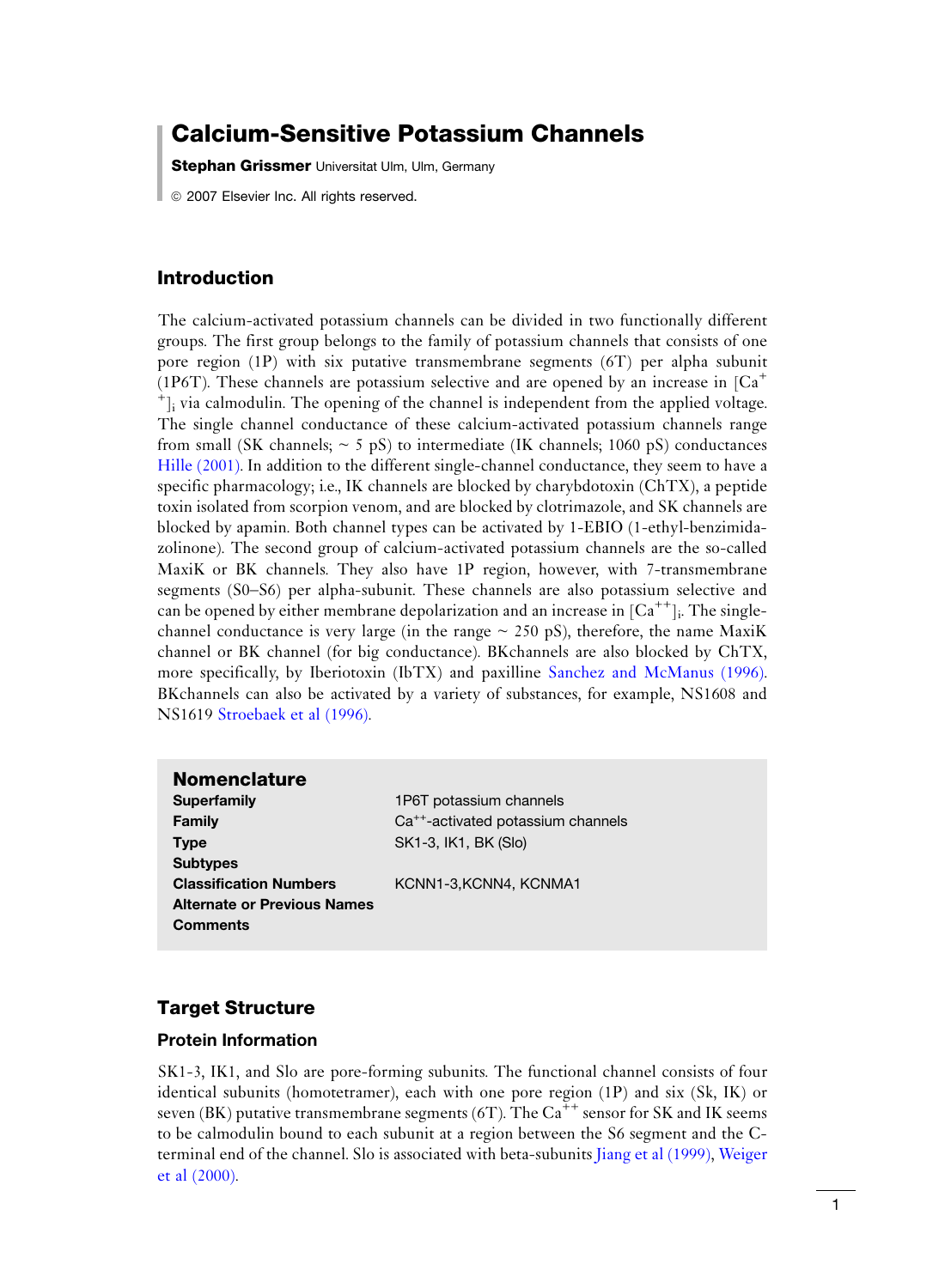# Calcium-Sensitive Potassium Channels

**Stephan Grissmer** Universitat Ulm, Ulm, Germany

© 2007 Elsevier Inc. All rights reserved.

## Introduction

The calcium-activated potassium channels can be divided in two functionally different groups. The first group belongs to the family of potassium channels that consists of one pore region (1P) with six putative transmembrane segments (6T) per alpha subunit (1P6T). These channels are potassium selective and are opened by an increase in $[Ca^{++}]_i$ via calmodulin. The opening of the channel is independent from the applied voltage. The single channel conductance of these calcium-activated potassium channels range from small (SK channels; ~ 5 pS) to intermediate (IK channels; 1060 pS) conductances Hille (2001). In addition to the different single-channel conductance, they seem to have a specific pharmacology; i.e., IK channels are blocked by charybdotoxin (ChTX), a peptide toxin isolated from scorpion venom, and are blocked by clotrimazole, and SK channels are blocked by apamin. Both channel types can be activated by 1-EBIO (1-ethyl-benzimidazolinone). The second group of calcium-activated potassium channels are the so-called MaxiK or BK channels. They also have 1P region, however, with 7-transmembrane segments (S0–S6) per alpha-subunit. These channels are also potassium selective and can be opened by either membrane depolarization and an increase in $[Ca^{++}]_i$. The single-channel conductance is very large (in the range ~ 250 pS), therefore, the name MaxiK channel or BK channel (for big conductance). BKchannels are also blocked by ChTX, more specifically, by Iberiotoxin (IbTX) and paxilline Sanchez and McManus (1996). BKchannels can also be activated by a variety of substances, for example, NS1608 and NS1619 Stroebaek et al (1996).

## Nomenclature

| | |
|---|---|
| **Superfamily** | 1P6T potassium channels |
| **Family** | $Ca^{++}$-activated potassium channels |
| **Type** | SK1-3, IK1, BK (Slo) |
| **Subtypes** | |
| **Classification Numbers** | KCNN1-3,KCNN4, KCNMA1 |
| **Alternate or Previous Names** | |
| **Comments** | |

## Target Structure

### Protein Information

SK1-3, IK1, and Slo are pore-forming subunits. The functional channel consists of four identical subunits (homotetramer), each with one pore region (1P) and six (Sk, IK) or seven (BK) putative transmembrane segments (6T). The $Ca^{++}$ sensor for SK and IK seems to be calmodulin bound to each subunit at a region between the S6 segment and the C-terminal end of the channel. Slo is associated with beta-subunits Jiang et al (1999), Weiger et al (2000).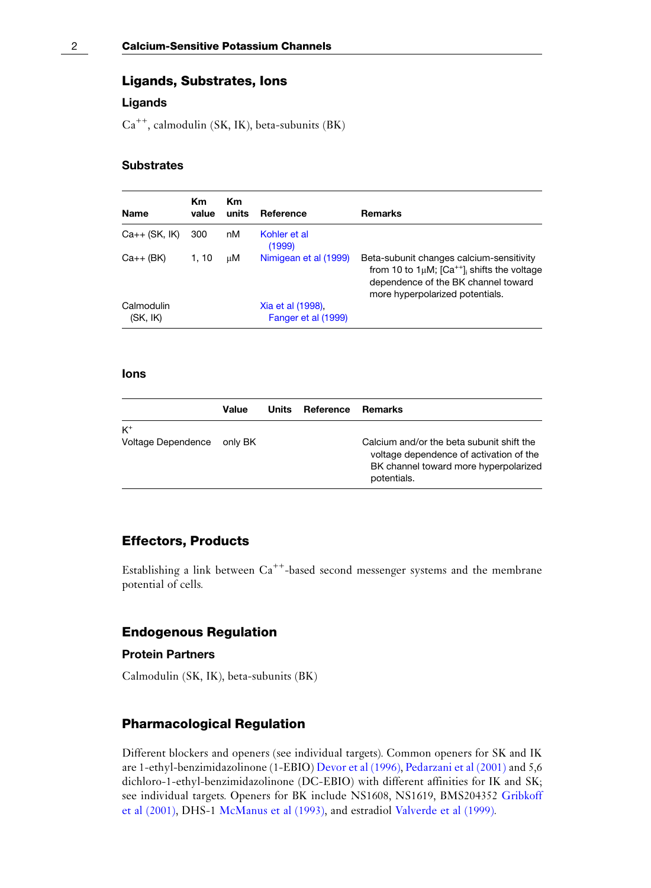## Ligands, Substrates, Ions

### Ligands

$Ca^{++}$, calmodulin (SK, IK), beta-subunits (BK)

### Substrates

| Name | Km value | Km units | Reference | Remarks |
|---|---|---|---|---|
| Ca++ (SK, IK) | 300 | nM | Kohler et al (1999) | |
| Ca++ (BK) | 1, 10 | μM | Nimigean et al (1999) | Beta-subunit changes calcium-sensitivity from 10 to 1μM; $[Ca^{++}]_i$ shifts the voltage dependence of the BK channel toward more hyperpolarized potentials. |
| Calmodulin (SK, IK) | | | Xia et al (1998), Fanger et al (1999) | |

### Ions

| | Value | Units | Reference | Remarks |
|---|---|---|---|---|
| $K^+$ | | | | |
| Voltage Dependence | only BK | | | Calcium and/or the beta subunit shift the voltage dependence of activation of the BK channel toward more hyperpolarized potentials. |

## Effectors, Products

Establishing a link between $Ca^{++}$-based second messenger systems and the membrane potential of cells.

## Endogenous Regulation

### Protein Partners

Calmodulin (SK, IK), beta-subunits (BK)

## Pharmacological Regulation

Different blockers and openers (see individual targets). Common openers for SK and IK are 1-ethyl-benzimidazolinone (1-EBIO) Devor et al (1996), Pedarzani et al (2001) and 5,6 dichloro-1-ethyl-benzimidazolinone (DC-EBIO) with different affinities for IK and SK; see individual targets. Openers for BK include NS1608, NS1619, BMS204352 Gribkoff et al (2001), DHS-1 McManus et al (1993), and estradiol Valverde et al (1999).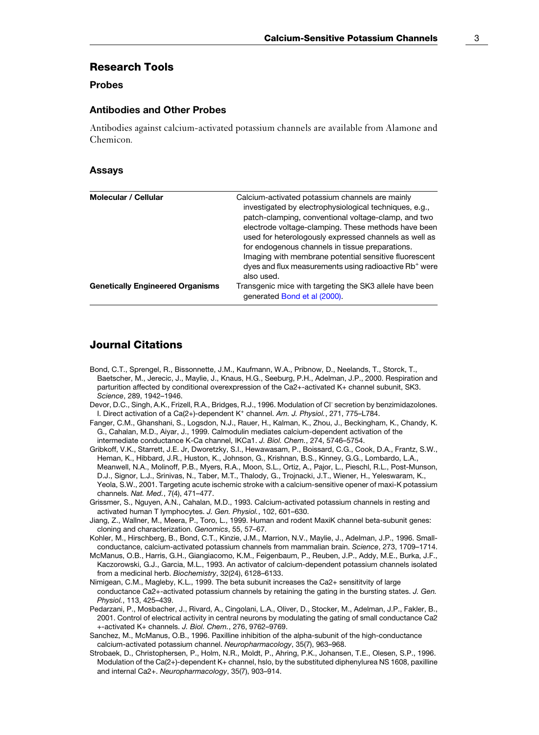## Research Tools

### Probes

### Antibodies and Other Probes

Antibodies against calcium-activated potassium channels are available from Alamone and Chemicon.

### Assays

| | |
|---|---|
| **Molecular / Cellular** | Calcium-activated potassium channels are mainly investigated by electrophysiological techniques, e.g., patch-clamping, conventional voltage-clamp, and two electrode voltage-clamping. These methods have been used for heterologously expressed channels as well as for endogenous channels in tissue preparations. Imaging with membrane potential sensitive fluorescent dyes and flux measurements using radioactive $Rb^+$ were also used. |
| **Genetically Engineered Organisms** | Transgenic mice with targeting the SK3 allele have been generated Bond et al (2000). |

## Journal Citations

Bond, C.T., Sprengel, R., Bissonnette, J.M., Kaufmann, W.A., Pribnow, D., Neelands, T., Storck, T., Baetscher, M., Jerecic, J., Maylie, J., Knaus, H.G., Seeburg, P.H., Adelman, J.P., 2000. Respiration and parturition affected by conditional overexpression of the Ca2+-activated K+ channel subunit, SK3. *Science*, 289, 1942–1946.

Devor, D.C., Singh, A.K., Frizell, R.A., Bridges, R.J., 1996. Modulation of $Cl^-$ secretion by benzimidazolones. I. Direct activation of a Ca(2+)-dependent $K^+$ channel. *Am. J. Physiol.*, 271, 775–L784.

Fanger, C.M., Ghanshani, S., Logsdon, N.J., Rauer, H., Kalman, K., Zhou, J., Beckingham, K., Chandy, K. G., Cahalan, M.D., Aiyar, J., 1999. Calmodulin mediates calcium-dependent activation of the intermediate conductance K-Ca channel, IKCa1. *J. Biol. Chem.*, 274, 5746–5754.

Gribkoff, V.K., Starrett, J.E. Jr, Dworetzky, S.I., Hewawasam, P., Boissard, C.G., Cook, D.A., Frantz, S.W., Heman, K., Hibbard, J.R., Huston, K., Johnson, G., Krishnan, B.S., Kinney, G.G., Lombardo, L.A., Meanwell, N.A., Molinoff, P.B., Myers, R.A., Moon, S.L., Ortiz, A., Pajor, L., Pieschl, R.L., Post-Munson, D.J., Signor, L.J., Srinivas, N., Taber, M.T., Thalody, G., Trojnacki, J.T., Wiener, H., Yeleswaram, K., Yeola, S.W., 2001. Targeting acute ischemic stroke with a calcium-sensitive opener of maxi-K potassium channels. *Nat. Med.*, 7(4), 471–477.

Grissmer, S., Nguyen, A.N., Cahalan, M.D., 1993. Calcium-activated potassium channels in resting and activated human T lymphocytes. *J. Gen. Physiol.*, 102, 601–630.

Jiang, Z., Wallner, M., Meera, P., Toro, L., 1999. Human and rodent MaxiK channel beta-subunit genes: cloning and characterization. *Genomics*, 55, 57–67.

Kohler, M., Hirschberg, B., Bond, C.T., Kinzie, J.M., Marrion, N.V., Maylie, J., Adelman, J.P., 1996. Small-conductance, calcium-activated potassium channels from mammalian brain. *Science*, 273, 1709–1714.

McManus, O.B., Harris, G.H., Giangiacomo, K.M., Feigenbaum, P., Reuben, J.P., Addy, M.E., Burka, J.F., Kaczorowski, G.J., Garcia, M.L., 1993. An activator of calcium-dependent potassium channels isolated from a medicinal herb. *Biochemistry*, 32(24), 6128–6133.

Nimigean, C.M., Magleby, K.L., 1999. The beta subunit increases the Ca2+ sensititvity of large conductance Ca2+-activated potassium channels by retaining the gating in the bursting states. *J. Gen. Physiol.*, 113, 425–439.

Pedarzani, P., Mosbacher, J., Rivard, A., Cingolani, L.A., Oliver, D., Stocker, M., Adelman, J.P., Fakler, B., 2001. Control of electrical activity in central neurons by modulating the gating of small conductance Ca2 +-activated K+ channels. *J. Biol. Chem.*, 276, 9762–9769.

Sanchez, M., McManus, O.B., 1996. Paxilline inhibition of the alpha-subunit of the high-conductance calcium-activated potassium channel. *Neuropharmacology*, 35(7), 963–968.

Strobaek, D., Christophersen, P., Holm, N.R., Moldt, P., Ahring, P.K., Johansen, T.E., Olesen, S.P., 1996. Modulation of the Ca(2+)-dependent K+ channel, hslo, by the substituted diphenylurea NS 1608, paxilline and internal Ca2+. *Neuropharmacology*, 35(7), 903–914.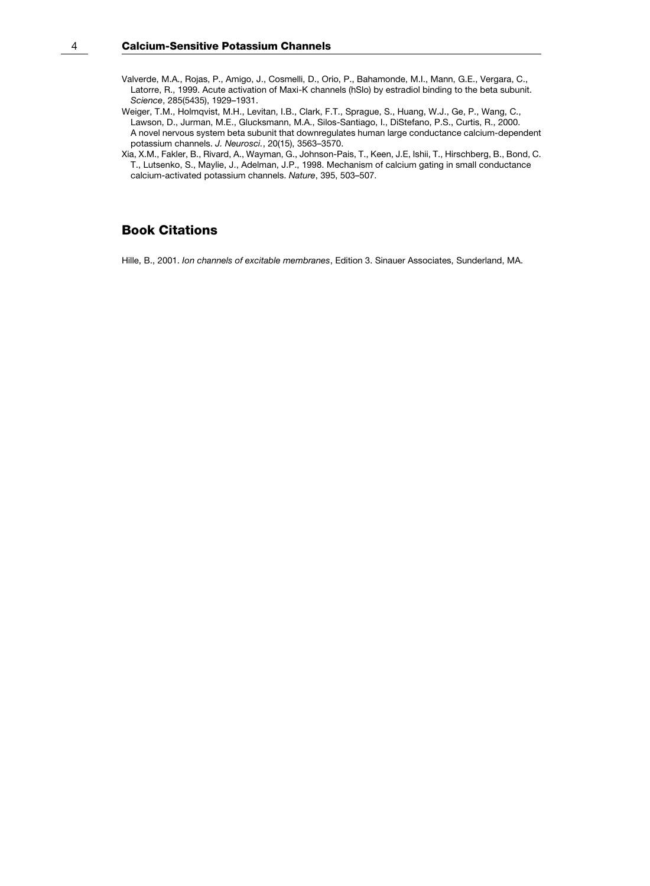Valverde, M.A., Rojas, P., Amigo, J., Cosmelli, D., Orio, P., Bahamonde, M.I., Mann, G.E., Vergara, C., Latorre, R., 1999. Acute activation of Maxi-K channels (hSlo) by estradiol binding to the beta subunit. *Science*, 285(5435), 1929–1931.

Weiger, T.M., Holmqvist, M.H., Levitan, I.B., Clark, F.T., Sprague, S., Huang, W.J., Ge, P., Wang, C., Lawson, D., Jurman, M.E., Glucksmann, M.A., Silos-Santiago, I., DiStefano, P.S., Curtis, R., 2000. A novel nervous system beta subunit that downregulates human large conductance calcium-dependent potassium channels. *J. Neurosci.*, 20(15), 3563–3570.

Xia, X.M., Fakler, B., Rivard, A., Wayman, G., Johnson-Pais, T., Keen, J.E, Ishii, T., Hirschberg, B., Bond, C. T., Lutsenko, S., Maylie, J., Adelman, J.P., 1998. Mechanism of calcium gating in small conductance calcium-activated potassium channels. *Nature*, 395, 503–507.

## Book Citations

Hille, B., 2001. *Ion channels of excitable membranes*, Edition 3. Sinauer Associates, Sunderland, MA.